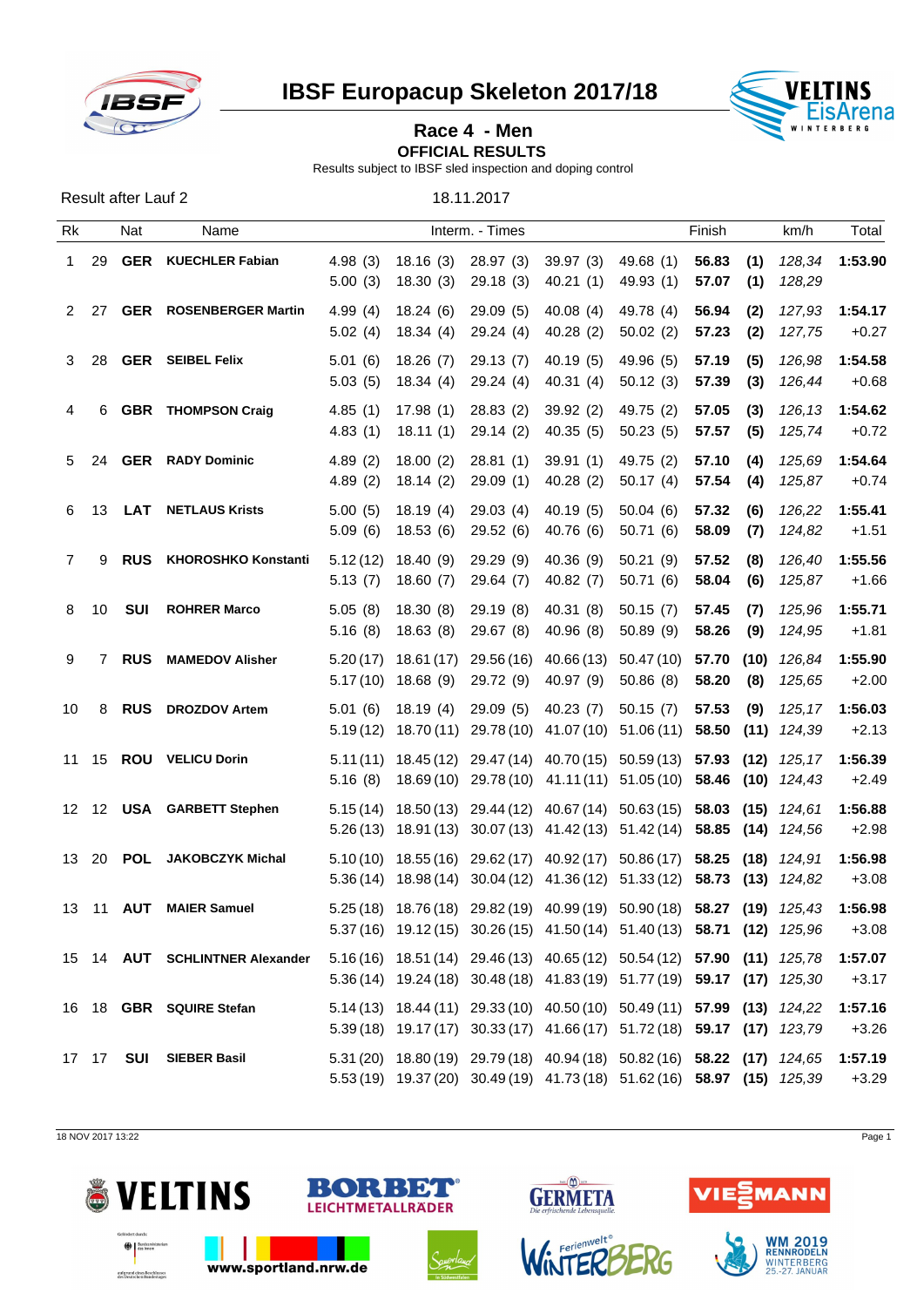# IBSF Europacup Skeleton 2017/18

## Race 4 - Men

**OFFICIAL RESULTS**

Results subject to IBSF sled inspection and doping control

Result after Lauf 2 — 18.11.2017

| Rk | | Nat | Name | Interm. - Times | | | | | Finish | | km/h | Total |
|---|---|---|---|---|---|---|---|---|---|---|---|---|
| 1 | 29 | **GER** | **KUECHLER Fabian** | 4.98 (3) | 18.16 (3) | 28.97 (3) | 39.97 (3) | 49.68 (1) | **56.83** | **(1)** | *128,34* | **1:53.90** |
| | | | | 5.00 (3) | 18.30 (3) | 29.18 (3) | 40.21 (1) | 49.93 (1) | **57.07** | **(1)** | *128,29* | |
| 2 | 27 | **GER** | **ROSENBERGER Martin** | 4.99 (4) | 18.24 (6) | 29.09 (5) | 40.08 (4) | 49.78 (4) | **56.94** | **(2)** | *127,93* | **1:54.17** |
| | | | | 5.02 (4) | 18.34 (4) | 29.24 (4) | 40.28 (2) | 50.02 (2) | **57.23** | **(2)** | *127,75* | +0.27 |
| 3 | 28 | **GER** | **SEIBEL Felix** | 5.01 (6) | 18.26 (7) | 29.13 (7) | 40.19 (5) | 49.96 (5) | **57.19** | **(5)** | *126,98* | **1:54.58** |
| | | | | 5.03 (5) | 18.34 (4) | 29.24 (4) | 40.31 (4) | 50.12 (3) | **57.39** | **(3)** | *126,44* | +0.68 |
| 4 | 6 | **GBR** | **THOMPSON Craig** | 4.85 (1) | 17.98 (1) | 28.83 (2) | 39.92 (2) | 49.75 (2) | **57.05** | **(3)** | *126,13* | **1:54.62** |
| | | | | 4.83 (1) | 18.11 (1) | 29.14 (2) | 40.35 (5) | 50.23 (5) | **57.57** | **(5)** | *125,74* | +0.72 |
| 5 | 24 | **GER** | **RADY Dominic** | 4.89 (2) | 18.00 (2) | 28.81 (1) | 39.91 (1) | 49.75 (2) | **57.10** | **(4)** | *125,69* | **1:54.64** |
| | | | | 4.89 (2) | 18.14 (2) | 29.09 (1) | 40.28 (2) | 50.17 (4) | **57.54** | **(4)** | *125,87* | +0.74 |
| 6 | 13 | **LAT** | **NETLAUS Krists** | 5.00 (5) | 18.19 (4) | 29.03 (4) | 40.19 (5) | 50.04 (6) | **57.32** | **(6)** | *126,22* | **1:55.41** |
| | | | | 5.09 (6) | 18.53 (6) | 29.52 (6) | 40.76 (6) | 50.71 (6) | **58.09** | **(7)** | *124,82* | +1.51 |
| 7 | 9 | **RUS** | **KHOROSHKO Konstanti** | 5.12 (12) | 18.40 (9) | 29.29 (9) | 40.36 (9) | 50.21 (9) | **57.52** | **(8)** | *126,40* | **1:55.56** |
| | | | | 5.13 (7) | 18.60 (7) | 29.64 (7) | 40.82 (7) | 50.71 (6) | **58.04** | **(6)** | *125,87* | +1.66 |
| 8 | 10 | **SUI** | **ROHRER Marco** | 5.05 (8) | 18.30 (8) | 29.19 (8) | 40.31 (8) | 50.15 (7) | **57.45** | **(7)** | *125,96* | **1:55.71** |
| | | | | 5.16 (8) | 18.63 (8) | 29.67 (8) | 40.96 (8) | 50.89 (9) | **58.26** | **(9)** | *124,95* | +1.81 |
| 9 | 7 | **RUS** | **MAMEDOV Alisher** | 5.20 (17) | 18.61 (17) | 29.56 (16) | 40.66 (13) | 50.47 (10) | **57.70** | **(10)** | *126,84* | **1:55.90** |
| | | | | 5.17 (10) | 18.68 (9) | 29.72 (9) | 40.97 (9) | 50.86 (8) | **58.20** | **(8)** | *125,65* | +2.00 |
| 10 | 8 | **RUS** | **DROZDOV Artem** | 5.01 (6) | 18.19 (4) | 29.09 (5) | 40.23 (7) | 50.15 (7) | **57.53** | **(9)** | *125,17* | **1:56.03** |
| | | | | 5.19 (12) | 18.70 (11) | 29.78 (10) | 41.07 (10) | 51.06 (11) | **58.50** | **(11)** | *124,39* | +2.13 |
| 11 | 15 | **ROU** | **VELICU Dorin** | 5.11 (11) | 18.45 (12) | 29.47 (14) | 40.70 (15) | 50.59 (13) | **57.93** | **(12)** | *125,17* | **1:56.39** |
| | | | | 5.16 (8) | 18.69 (10) | 29.78 (10) | 41.11 (11) | 51.05 (10) | **58.46** | **(10)** | *124,43* | +2.49 |
| 12 | 12 | **USA** | **GARBETT Stephen** | 5.15 (14) | 18.50 (13) | 29.44 (12) | 40.67 (14) | 50.63 (15) | **58.03** | **(15)** | *124,61* | **1:56.88** |
| | | | | 5.26 (13) | 18.91 (13) | 30.07 (13) | 41.42 (13) | 51.42 (14) | **58.85** | **(14)** | *124,56* | +2.98 |
| 13 | 20 | **POL** | **JAKOBCZYK Michal** | 5.10 (10) | 18.55 (16) | 29.62 (17) | 40.92 (17) | 50.86 (17) | **58.25** | **(18)** | *124,91* | **1:56.98** |
| | | | | 5.36 (14) | 18.98 (14) | 30.04 (12) | 41.36 (12) | 51.33 (12) | **58.73** | **(13)** | *124,82* | +3.08 |
| 13 | 11 | **AUT** | **MAIER Samuel** | 5.25 (18) | 18.76 (18) | 29.82 (19) | 40.99 (19) | 50.90 (18) | **58.27** | **(19)** | *125,43* | **1:56.98** |
| | | | | 5.37 (16) | 19.12 (15) | 30.26 (15) | 41.50 (14) | 51.40 (13) | **58.71** | **(12)** | *125,96* | +3.08 |
| 15 | 14 | **AUT** | **SCHLINTNER Alexander** | 5.16 (16) | 18.51 (14) | 29.46 (13) | 40.65 (12) | 50.54 (12) | **57.90** | **(11)** | *125,78* | **1:57.07** |
| | | | | 5.36 (14) | 19.24 (18) | 30.48 (18) | 41.83 (19) | 51.77 (19) | **59.17** | **(17)** | *125,30* | +3.17 |
| 16 | 18 | **GBR** | **SQUIRE Stefan** | 5.14 (13) | 18.44 (11) | 29.33 (10) | 40.50 (10) | 50.49 (11) | **57.99** | **(13)** | *124,22* | **1:57.16** |
| | | | | 5.39 (18) | 19.17 (17) | 30.33 (17) | 41.66 (17) | 51.72 (18) | **59.17** | **(17)** | *123,79* | +3.26 |
| 17 | 17 | **SUI** | **SIEBER Basil** | 5.31 (20) | 18.80 (19) | 29.79 (18) | 40.94 (18) | 50.82 (16) | **58.22** | **(17)** | *124,65* | **1:57.19** |
| | | | | 5.53 (19) | 19.37 (20) | 30.49 (19) | 41.73 (18) | 51.62 (16) | **58.97** | **(15)** | *125,39* | +3.29 |

18 NOV 2017 13:22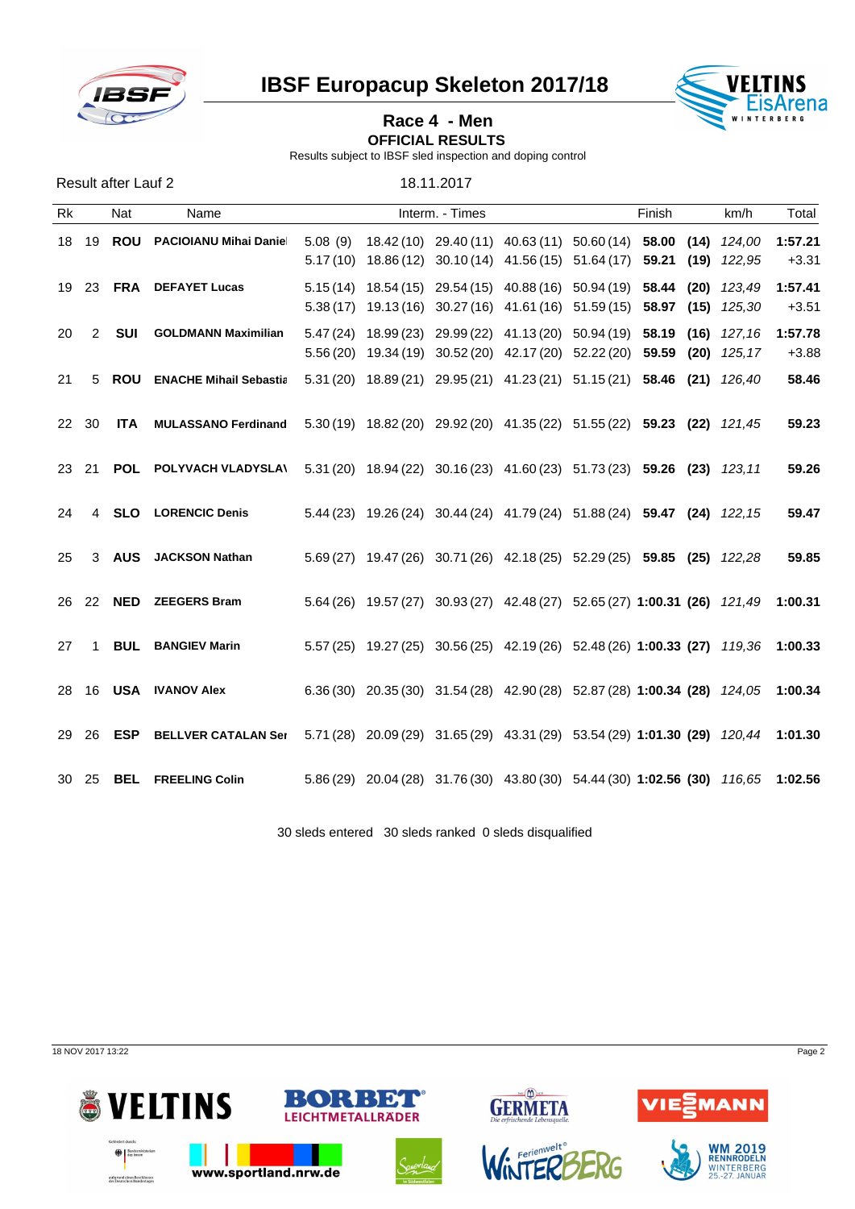# IBSF Europacup Skeleton 2017/18

## Race 4 - Men

**OFFICIAL RESULTS**

Results subject to IBSF sled inspection and doping control

Result after Lauf 2 &nbsp;&nbsp;&nbsp;&nbsp; 18.11.2017

| Rk | | Nat | Name | Interm. - Times | | | | | Finish | | km/h | Total |
|---|---|---|---|---|---|---|---|---|---|---|---|---|
| 18 | 19 | **ROU** | **PACIOIANU Mihai Daniel** | 5.08 (9) | 18.42 (10) | 29.40 (11) | 40.63 (11) | 50.60 (14) | **58.00** | **(14)** | *124,00* | **1:57.21** |
| | | | | 5.17 (10) | 18.86 (12) | 30.10 (14) | 41.56 (15) | 51.64 (17) | **59.21** | **(19)** | *122,95* | +3.31 |
| 19 | 23 | **FRA** | **DEFAYET Lucas** | 5.15 (14) | 18.54 (15) | 29.54 (15) | 40.88 (16) | 50.94 (19) | **58.44** | **(20)** | *123,49* | **1:57.41** |
| | | | | 5.38 (17) | 19.13 (16) | 30.27 (16) | 41.61 (16) | 51.59 (15) | **58.97** | **(15)** | *125,30* | +3.51 |
| 20 | 2 | **SUI** | **GOLDMANN Maximilian** | 5.47 (24) | 18.99 (23) | 29.99 (22) | 41.13 (20) | 50.94 (19) | **58.19** | **(16)** | *127,16* | **1:57.78** |
| | | | | 5.56 (20) | 19.34 (19) | 30.52 (20) | 42.17 (20) | 52.22 (20) | **59.59** | **(20)** | *125,17* | +3.88 |
| 21 | 5 | **ROU** | **ENACHE Mihail Sebastia** | 5.31 (20) | 18.89 (21) | 29.95 (21) | 41.23 (21) | 51.15 (21) | **58.46** | **(21)** | *126,40* | **58.46** |
| 22 | 30 | **ITA** | **MULASSANO Ferdinand** | 5.30 (19) | 18.82 (20) | 29.92 (20) | 41.35 (22) | 51.55 (22) | **59.23** | **(22)** | *121,45* | **59.23** |
| 23 | 21 | **POL** | **POLYVACH VLADYSLAV** | 5.31 (20) | 18.94 (22) | 30.16 (23) | 41.60 (23) | 51.73 (23) | **59.26** | **(23)** | *123,11* | **59.26** |
| 24 | 4 | **SLO** | **LORENCIC Denis** | 5.44 (23) | 19.26 (24) | 30.44 (24) | 41.79 (24) | 51.88 (24) | **59.47** | **(24)** | *122,15* | **59.47** |
| 25 | 3 | **AUS** | **JACKSON Nathan** | 5.69 (27) | 19.47 (26) | 30.71 (26) | 42.18 (25) | 52.29 (25) | **59.85** | **(25)** | *122,28* | **59.85** |
| 26 | 22 | **NED** | **ZEEGERS Bram** | 5.64 (26) | 19.57 (27) | 30.93 (27) | 42.48 (27) | 52.65 (27) | **1:00.31** | **(26)** | *121,49* | **1:00.31** |
| 27 | 1 | **BUL** | **BANGIEV Marin** | 5.57 (25) | 19.27 (25) | 30.56 (25) | 42.19 (26) | 52.48 (26) | **1:00.33** | **(27)** | *119,36* | **1:00.33** |
| 28 | 16 | **USA** | **IVANOV Alex** | 6.36 (30) | 20.35 (30) | 31.54 (28) | 42.90 (28) | 52.87 (28) | **1:00.34** | **(28)** | *124,05* | **1:00.34** |
| 29 | 26 | **ESP** | **BELLVER CATALAN Ser** | 5.71 (28) | 20.09 (29) | 31.65 (29) | 43.31 (29) | 53.54 (29) | **1:01.30** | **(29)** | *120,44* | **1:01.30** |
| 30 | 25 | **BEL** | **FREELING Colin** | 5.86 (29) | 20.04 (28) | 31.76 (30) | 43.80 (30) | 54.44 (30) | **1:02.56** | **(30)** | *116,65* | **1:02.56** |

30 sleds entered &nbsp; 30 sleds ranked &nbsp; 0 sleds disqualified

18 NOV 2017 13:22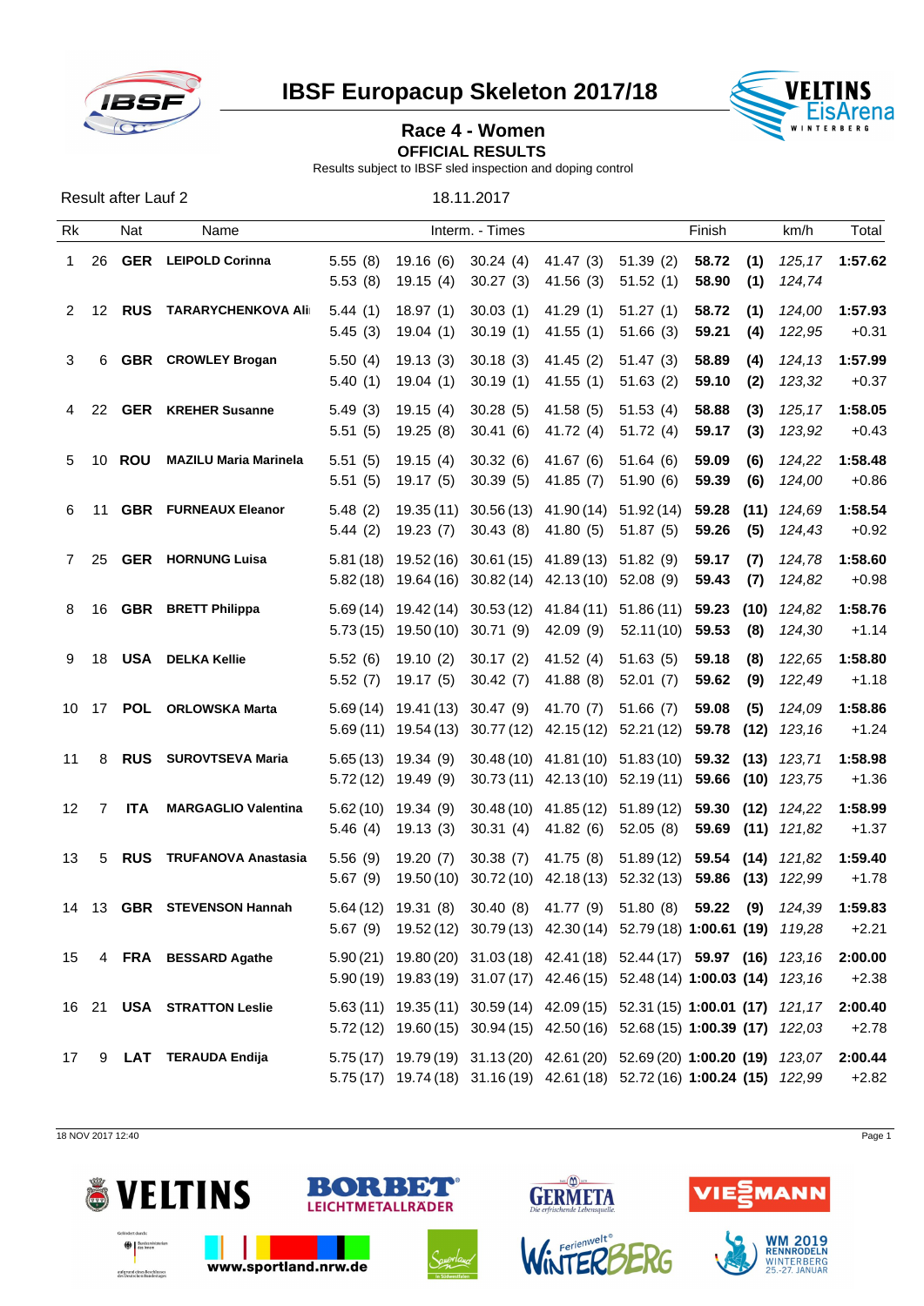# IBSF Europacup Skeleton 2017/18

## Race 4 - Women

**OFFICIAL RESULTS**

Results subject to IBSF sled inspection and doping control

Result after Lauf 2 — 18.11.2017

| Rk | | Nat | Name | Interm. - Times | | | | | Finish | | km/h | Total |
|---|---|---|---|---|---|---|---|---|---|---|---|---|
| 1 | 26 | **GER** | **LEIPOLD Corinna** | 5.55 (8) | 19.16 (6) | 30.24 (4) | 41.47 (3) | 51.39 (2) | **58.72** | **(1)** | *125,17* | **1:57.62** |
| | | | | 5.53 (8) | 19.15 (4) | 30.27 (3) | 41.56 (3) | 51.52 (1) | **58.90** | **(1)** | *124,74* | |
| 2 | 12 | **RUS** | **TARARYCHENKOVA Ali** | 5.44 (1) | 18.97 (1) | 30.03 (1) | 41.29 (1) | 51.27 (1) | **58.72** | **(1)** | *124,00* | **1:57.93** |
| | | | | 5.45 (3) | 19.04 (1) | 30.19 (1) | 41.55 (1) | 51.66 (3) | **59.21** | **(4)** | *122,95* | +0.31 |
| 3 | 6 | **GBR** | **CROWLEY Brogan** | 5.50 (4) | 19.13 (3) | 30.18 (3) | 41.45 (2) | 51.47 (3) | **58.89** | **(4)** | *124,13* | **1:57.99** |
| | | | | 5.40 (1) | 19.04 (1) | 30.19 (1) | 41.55 (1) | 51.63 (2) | **59.10** | **(2)** | *123,32* | +0.37 |
| 4 | 22 | **GER** | **KREHER Susanne** | 5.49 (3) | 19.15 (4) | 30.28 (5) | 41.58 (5) | 51.53 (4) | **58.88** | **(3)** | *125,17* | **1:58.05** |
| | | | | 5.51 (5) | 19.25 (8) | 30.41 (6) | 41.72 (4) | 51.72 (4) | **59.17** | **(3)** | *123,92* | +0.43 |
| 5 | 10 | **ROU** | **MAZILU Maria Marinela** | 5.51 (5) | 19.15 (4) | 30.32 (6) | 41.67 (6) | 51.64 (6) | **59.09** | **(6)** | *124,22* | **1:58.48** |
| | | | | 5.51 (5) | 19.17 (5) | 30.39 (5) | 41.85 (7) | 51.90 (6) | **59.39** | **(6)** | *124,00* | +0.86 |
| 6 | 11 | **GBR** | **FURNEAUX Eleanor** | 5.48 (2) | 19.35 (11) | 30.56 (13) | 41.90 (14) | 51.92 (14) | **59.28** | **(11)** | *124,69* | **1:58.54** |
| | | | | 5.44 (2) | 19.23 (7) | 30.43 (8) | 41.80 (5) | 51.87 (5) | **59.26** | **(5)** | *124,43* | +0.92 |
| 7 | 25 | **GER** | **HORNUNG Luisa** | 5.81 (18) | 19.52 (16) | 30.61 (15) | 41.89 (13) | 51.82 (9) | **59.17** | **(7)** | *124,78* | **1:58.60** |
| | | | | 5.82 (18) | 19.64 (16) | 30.82 (14) | 42.13 (10) | 52.08 (9) | **59.43** | **(7)** | *124,82* | +0.98 |
| 8 | 16 | **GBR** | **BRETT Philippa** | 5.69 (14) | 19.42 (14) | 30.53 (12) | 41.84 (11) | 51.86 (11) | **59.23** | **(10)** | *124,82* | **1:58.76** |
| | | | | 5.73 (15) | 19.50 (10) | 30.71 (9) | 42.09 (9) | 52.11 (10) | **59.53** | **(8)** | *124,30* | +1.14 |
| 9 | 18 | **USA** | **DELKA Kellie** | 5.52 (6) | 19.10 (2) | 30.17 (2) | 41.52 (4) | 51.63 (5) | **59.18** | **(8)** | *122,65* | **1:58.80** |
| | | | | 5.52 (7) | 19.17 (5) | 30.42 (7) | 41.88 (8) | 52.01 (7) | **59.62** | **(9)** | *122,49* | +1.18 |
| 10 | 17 | **POL** | **ORLOWSKA Marta** | 5.69 (14) | 19.41 (13) | 30.47 (9) | 41.70 (7) | 51.66 (7) | **59.08** | **(5)** | *124,09* | **1:58.86** |
| | | | | 5.69 (11) | 19.54 (13) | 30.77 (12) | 42.15 (12) | 52.21 (12) | **59.78** | **(12)** | *123,16* | +1.24 |
| 11 | 8 | **RUS** | **SUROVTSEVA Maria** | 5.65 (13) | 19.34 (9) | 30.48 (10) | 41.81 (10) | 51.83 (10) | **59.32** | **(13)** | *123,71* | **1:58.98** |
| | | | | 5.72 (12) | 19.49 (9) | 30.73 (11) | 42.13 (10) | 52.19 (11) | **59.66** | **(10)** | *123,75* | +1.36 |
| 12 | 7 | **ITA** | **MARGAGLIO Valentina** | 5.62 (10) | 19.34 (9) | 30.48 (10) | 41.85 (12) | 51.89 (12) | **59.30** | **(12)** | *124,22* | **1:58.99** |
| | | | | 5.46 (4) | 19.13 (3) | 30.31 (4) | 41.82 (6) | 52.05 (8) | **59.69** | **(11)** | *121,82* | +1.37 |
| 13 | 5 | **RUS** | **TRUFANOVA Anastasia** | 5.56 (9) | 19.20 (7) | 30.38 (7) | 41.75 (8) | 51.89 (12) | **59.54** | **(14)** | *121,82* | **1:59.40** |
| | | | | 5.67 (9) | 19.50 (10) | 30.72 (10) | 42.18 (13) | 52.32 (13) | **59.86** | **(13)** | *122,99* | +1.78 |
| 14 | 13 | **GBR** | **STEVENSON Hannah** | 5.64 (12) | 19.31 (8) | 30.40 (8) | 41.77 (9) | 51.80 (8) | **59.22** | **(9)** | *124,39* | **1:59.83** |
| | | | | 5.67 (9) | 19.52 (12) | 30.79 (13) | 42.30 (14) | 52.79 (18) | **1:00.61** | **(19)** | *119,28* | +2.21 |
| 15 | 4 | **FRA** | **BESSARD Agathe** | 5.90 (21) | 19.80 (20) | 31.03 (18) | 42.41 (18) | 52.44 (17) | **59.97** | **(16)** | *123,16* | **2:00.00** |
| | | | | 5.90 (19) | 19.83 (19) | 31.07 (17) | 42.46 (15) | 52.48 (14) | **1:00.03** | **(14)** | *123,16* | +2.38 |
| 16 | 21 | **USA** | **STRATTON Leslie** | 5.63 (11) | 19.35 (11) | 30.59 (14) | 42.09 (15) | 52.31 (15) | **1:00.01** | **(17)** | *121,17* | **2:00.40** |
| | | | | 5.72 (12) | 19.60 (15) | 30.94 (15) | 42.50 (16) | 52.68 (15) | **1:00.39** | **(17)** | *122,03* | +2.78 |
| 17 | 9 | **LAT** | **TERAUDA Endija** | 5.75 (17) | 19.79 (19) | 31.13 (20) | 42.61 (20) | 52.69 (20) | **1:00.20** | **(19)** | *123,07* | **2:00.44** |
| | | | | 5.75 (17) | 19.74 (18) | 31.16 (19) | 42.61 (18) | 52.72 (16) | **1:00.24** | **(15)** | *122,99* | +2.82 |

18 NOV 2017 12:40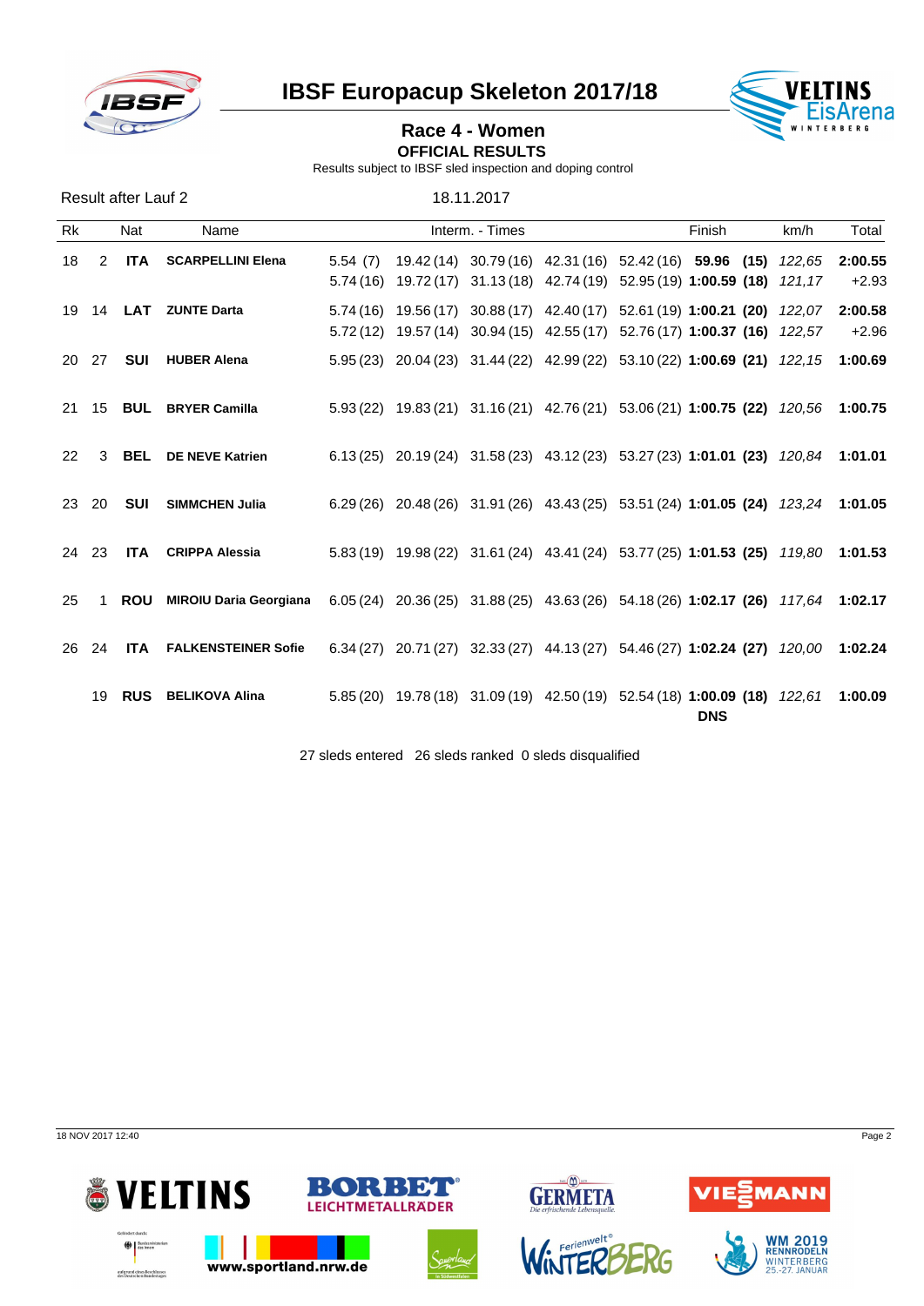# IBSF Europacup Skeleton 2017/18

## Race 4 - Women

**OFFICIAL RESULTS**

Results subject to IBSF sled inspection and doping control

Result after Lauf 2 — 18.11.2017

| Rk | | Nat | Name | Interm. - Times | | | | | Finish | km/h | Total |
|---|---|---|---|---|---|---|---|---|---|---|---|
| 18 | 2 | **ITA** | **SCARPELLINI Elena** | 5.54 (7) | 19.42 (14) | 30.79 (16) | 42.31 (16) | 52.42 (16) | **59.96 (15)** | *122,65* | **2:00.55** |
| | | | | 5.74 (16) | 19.72 (17) | 31.13 (18) | 42.74 (19) | 52.95 (19) | **1:00.59 (18)** | *121,17* | +2.93 |
| 19 | 14 | **LAT** | **ZUNTE Darta** | 5.74 (16) | 19.56 (17) | 30.88 (17) | 42.40 (17) | 52.61 (19) | **1:00.21 (20)** | *122,07* | **2:00.58** |
| | | | | 5.72 (12) | 19.57 (14) | 30.94 (15) | 42.55 (17) | 52.76 (17) | **1:00.37 (16)** | *122,57* | +2.96 |
| 20 | 27 | **SUI** | **HUBER Alena** | 5.95 (23) | 20.04 (23) | 31.44 (22) | 42.99 (22) | 53.10 (22) | **1:00.69 (21)** | *122,15* | **1:00.69** |
| 21 | 15 | **BUL** | **BRYER Camilla** | 5.93 (22) | 19.83 (21) | 31.16 (21) | 42.76 (21) | 53.06 (21) | **1:00.75 (22)** | *120,56* | **1:00.75** |
| 22 | 3 | **BEL** | **DE NEVE Katrien** | 6.13 (25) | 20.19 (24) | 31.58 (23) | 43.12 (23) | 53.27 (23) | **1:01.01 (23)** | *120,84* | **1:01.01** |
| 23 | 20 | **SUI** | **SIMMCHEN Julia** | 6.29 (26) | 20.48 (26) | 31.91 (26) | 43.43 (25) | 53.51 (24) | **1:01.05 (24)** | *123,24* | **1:01.05** |
| 24 | 23 | **ITA** | **CRIPPA Alessia** | 5.83 (19) | 19.98 (22) | 31.61 (24) | 43.41 (24) | 53.77 (25) | **1:01.53 (25)** | *119,80* | **1:01.53** |
| 25 | 1 | **ROU** | **MIROIU Daria Georgiana** | 6.05 (24) | 20.36 (25) | 31.88 (25) | 43.63 (26) | 54.18 (26) | **1:02.17 (26)** | *117,64* | **1:02.17** |
| 26 | 24 | **ITA** | **FALKENSTEINER Sofie** | 6.34 (27) | 20.71 (27) | 32.33 (27) | 44.13 (27) | 54.46 (27) | **1:02.24 (27)** | *120,00* | **1:02.24** |
| | 19 | **RUS** | **BELIKOVA Alina** | 5.85 (20) | 19.78 (18) | 31.09 (19) | 42.50 (19) | 52.54 (18) | **1:00.09 (18)** | *122,61* | **1:00.09** |
| | | | | | | | | | **DNS** | | |

27 sleds entered 26 sleds ranked 0 sleds disqualified

18 NOV 2017 12:40